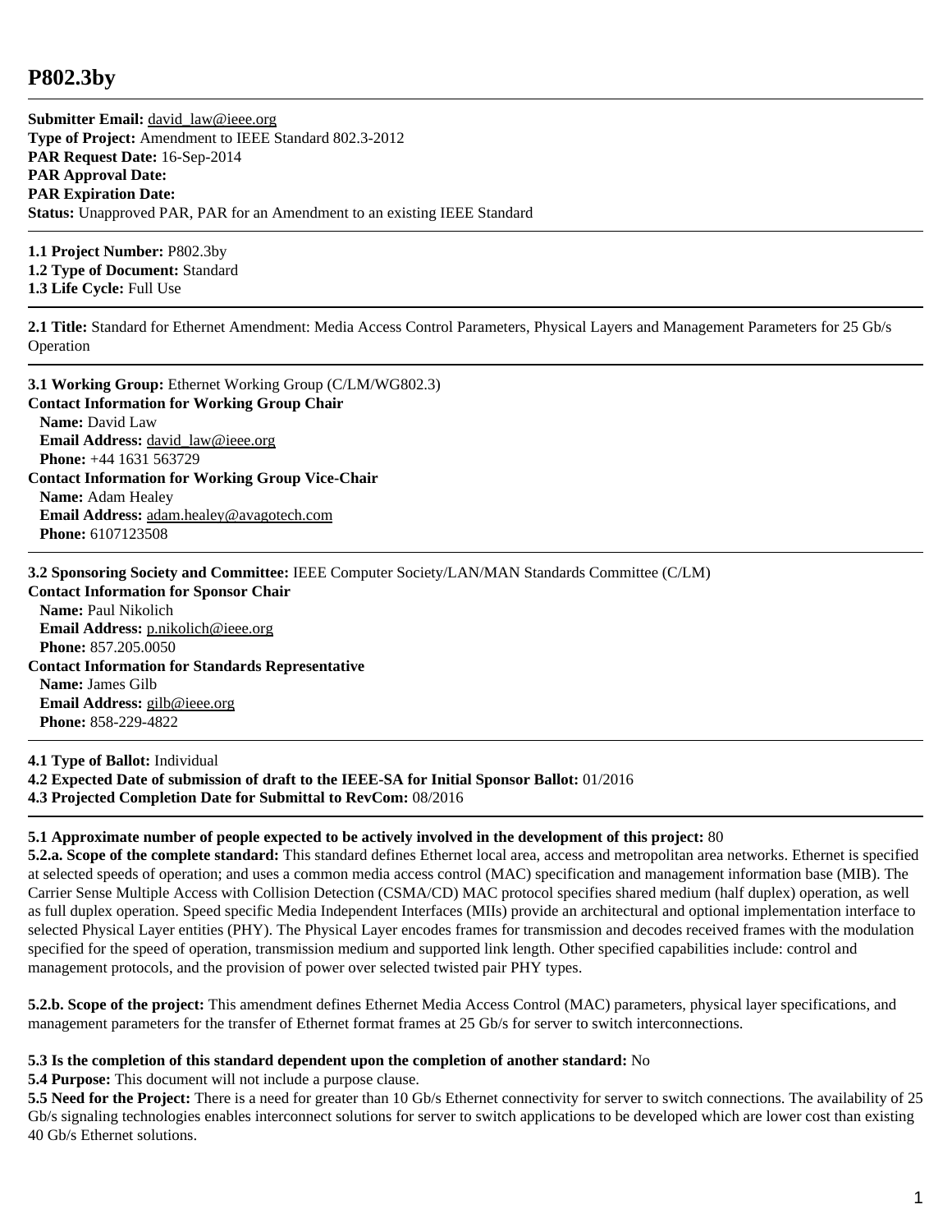# P802.3by

---

**Submitter Email:** david_law@ieee.org
**Type of Project:** Amendment to IEEE Standard 802.3-2012
**PAR Request Date:** 16-Sep-2014
**PAR Approval Date:**
**PAR Expiration Date:**
**Status:** Unapproved PAR, PAR for an Amendment to an existing IEEE Standard

---

**1.1 Project Number:** P802.3by
**1.2 Type of Document:** Standard
**1.3 Life Cycle:** Full Use

---

**2.1 Title:** Standard for Ethernet Amendment: Media Access Control Parameters, Physical Layers and Management Parameters for 25 Gb/s Operation

---

**3.1 Working Group:** Ethernet Working Group (C/LM/WG802.3)
**Contact Information for Working Group Chair**
**Name:** David Law
**Email Address:** david_law@ieee.org
**Phone:** +44 1631 563729
**Contact Information for Working Group Vice-Chair**
**Name:** Adam Healey
**Email Address:** adam.healey@avagotech.com
**Phone:** 6107123508

---

**3.2 Sponsoring Society and Committee:** IEEE Computer Society/LAN/MAN Standards Committee (C/LM)
**Contact Information for Sponsor Chair**
**Name:** Paul Nikolich
**Email Address:** p.nikolich@ieee.org
**Phone:** 857.205.0050
**Contact Information for Standards Representative**
**Name:** James Gilb
**Email Address:** gilb@ieee.org
**Phone:** 858-229-4822

---

**4.1 Type of Ballot:** Individual
**4.2 Expected Date of submission of draft to the IEEE-SA for Initial Sponsor Ballot:** 01/2016
**4.3 Projected Completion Date for Submittal to RevCom:** 08/2016

---

**5.1 Approximate number of people expected to be actively involved in the development of this project:** 80
**5.2.a. Scope of the complete standard:** This standard defines Ethernet local area, access and metropolitan area networks. Ethernet is specified at selected speeds of operation; and uses a common media access control (MAC) specification and management information base (MIB). The Carrier Sense Multiple Access with Collision Detection (CSMA/CD) MAC protocol specifies shared medium (half duplex) operation, as well as full duplex operation. Speed specific Media Independent Interfaces (MIIs) provide an architectural and optional implementation interface to selected Physical Layer entities (PHY). The Physical Layer encodes frames for transmission and decodes received frames with the modulation specified for the speed of operation, transmission medium and supported link length. Other specified capabilities include: control and management protocols, and the provision of power over selected twisted pair PHY types.

**5.2.b. Scope of the project:** This amendment defines Ethernet Media Access Control (MAC) parameters, physical layer specifications, and management parameters for the transfer of Ethernet format frames at 25 Gb/s for server to switch interconnections.

**5.3 Is the completion of this standard dependent upon the completion of another standard:** No
**5.4 Purpose:** This document will not include a purpose clause.
**5.5 Need for the Project:** There is a need for greater than 10 Gb/s Ethernet connectivity for server to switch connections. The availability of 25 Gb/s signaling technologies enables interconnect solutions for server to switch applications to be developed which are lower cost than existing 40 Gb/s Ethernet solutions.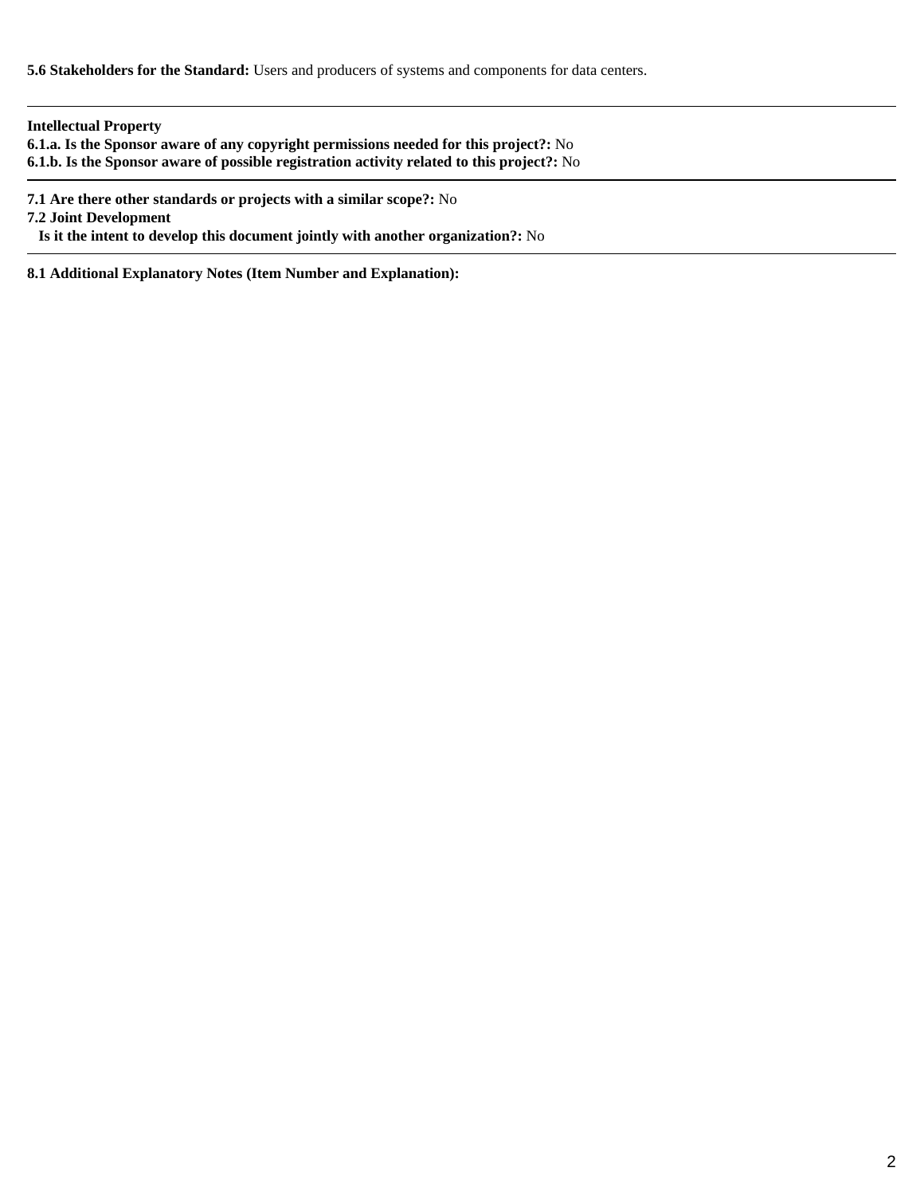**5.6 Stakeholders for the Standard:** Users and producers of systems and components for data centers.

---

**Intellectual Property**
**6.1.a. Is the Sponsor aware of any copyright permissions needed for this project?:** No
**6.1.b. Is the Sponsor aware of possible registration activity related to this project?:** No

---

**7.1 Are there other standards or projects with a similar scope?:** No
**7.2 Joint Development**
**Is it the intent to develop this document jointly with another organization?:** No

---

**8.1 Additional Explanatory Notes (Item Number and Explanation):**